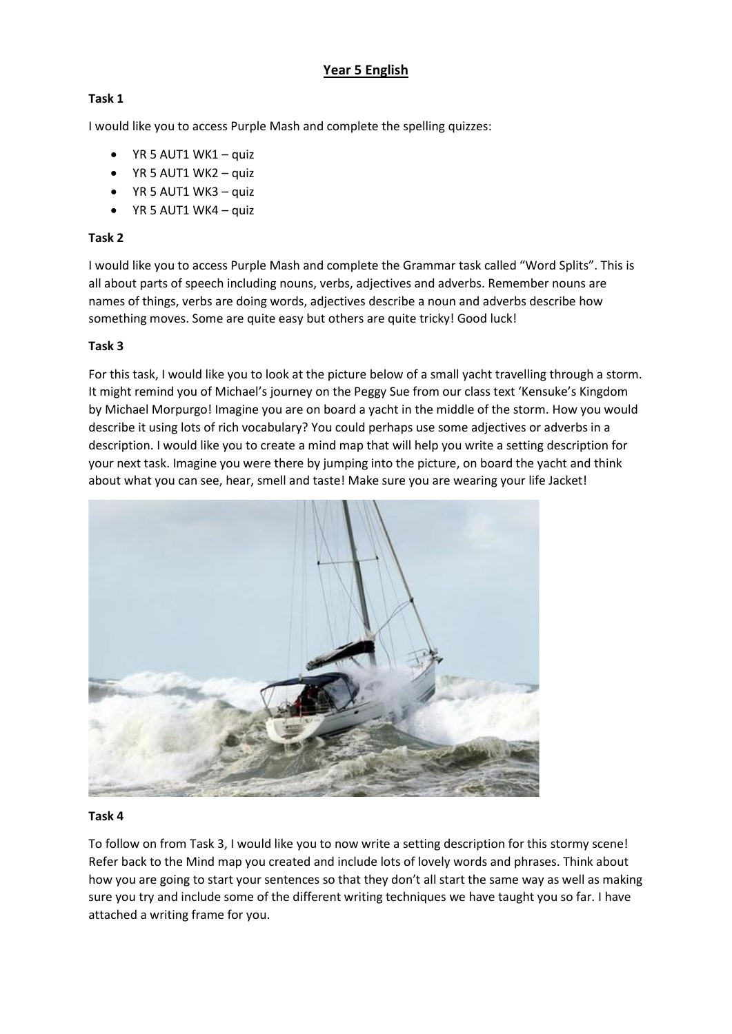# Year 5 English

**Task 1**

I would like you to access Purple Mash and complete the spelling quizzes:

- YR 5 AUT1 WK1 – quiz
- YR 5 AUT1 WK2 – quiz
- YR 5 AUT1 WK3 – quiz
- YR 5 AUT1 WK4 – quiz

**Task 2**

I would like you to access Purple Mash and complete the Grammar task called "Word Splits". This is all about parts of speech including nouns, verbs, adjectives and adverbs. Remember nouns are names of things, verbs are doing words, adjectives describe a noun and adverbs describe how something moves. Some are quite easy but others are quite tricky! Good luck!

**Task 3**

For this task, I would like you to look at the picture below of a small yacht travelling through a storm. It might remind you of Michael's journey on the Peggy Sue from our class text 'Kensuke's Kingdom by Michael Morpurgo! Imagine you are on board a yacht in the middle of the storm. How you would describe it using lots of rich vocabulary? You could perhaps use some adjectives or adverbs in a description. I would like you to create a mind map that will help you write a setting description for your next task. Imagine you were there by jumping into the picture, on board the yacht and think about what you can see, hear, smell and taste! Make sure you are wearing your life Jacket!

**Task 4**

To follow on from Task 3, I would like you to now write a setting description for this stormy scene! Refer back to the Mind map you created and include lots of lovely words and phrases. Think about how you are going to start your sentences so that they don't all start the same way as well as making sure you try and include some of the different writing techniques we have taught you so far. I have attached a writing frame for you.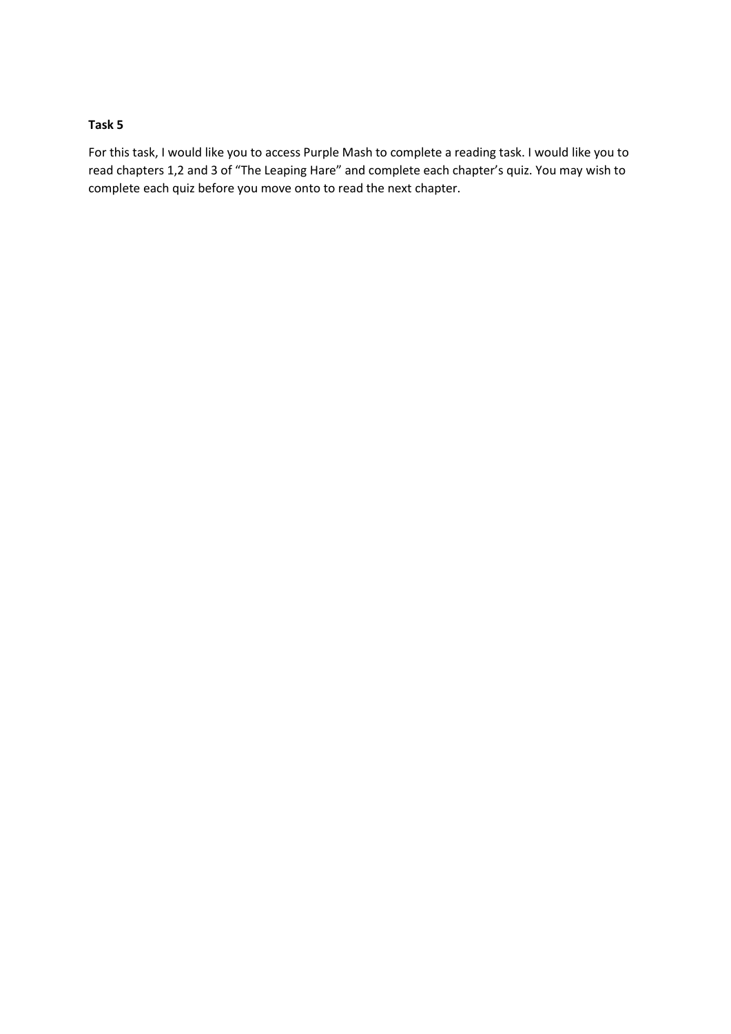**Task 5**

For this task, I would like you to access Purple Mash to complete a reading task. I would like you to read chapters 1,2 and 3 of "The Leaping Hare" and complete each chapter's quiz. You may wish to complete each quiz before you move onto to read the next chapter.